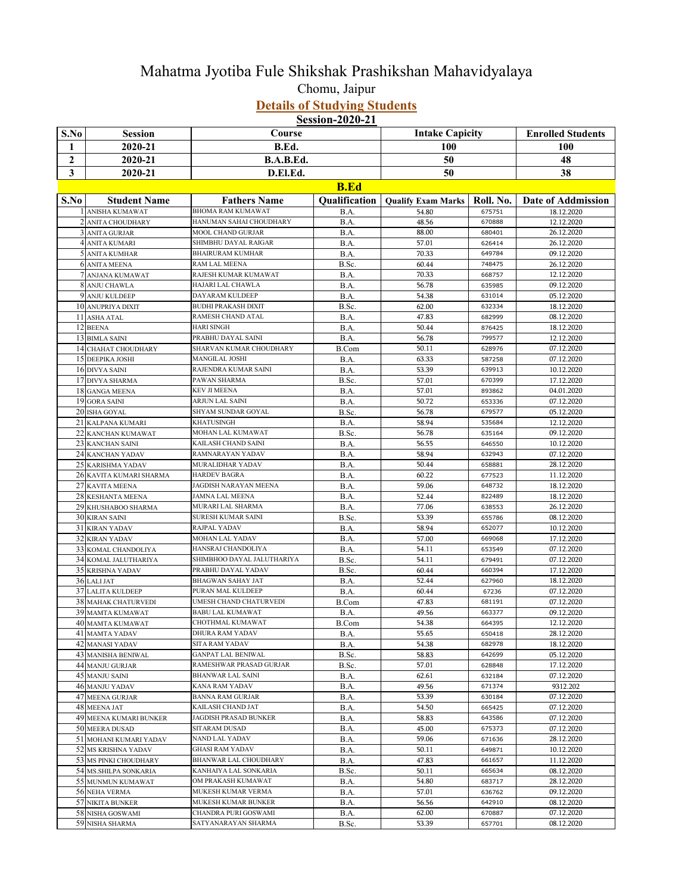# Mahatma Jyotiba Fule Shikshak Prashikshan Mahavidyalaya

Chomu, Jaipur

## Details of Studying Students

**Session-2020-21**

| S.No | Session | Course | Intake Capicity | Enrolled Students |
|---|---|---|---|---|
| 1 | 2020-21 | B.Ed. | 100 | 100 |
| 2 | 2020-21 | B.A.B.Ed. | 50 | 48 |
| 3 | 2020-21 | D.El.Ed. | 50 | 38 |

**B.Ed**

| S.No | Student Name | Fathers Name | Qualification | Qualify Exam Marks | Roll. No. | Date of Addmission |
|---|---|---|---|---|---|---|
| 1 | ANISHA KUMAWAT | BHOMA RAM KUMAWAT | B.A. | 54.80 | 675751 | 18.12.2020 |
| 2 | ANITA CHOUDHARY | HANUMAN SAHAI CHOUDHARY | B.A. | 48.56 | 670888 | 12.12.2020 |
| 3 | ANITA GURJAR | MOOL CHAND GURJAR | B.A. | 88.00 | 680401 | 26.12.2020 |
| 4 | ANITA KUMARI | SHIMBHU DAYAL RAIGAR | B.A. | 57.01 | 626414 | 26.12.2020 |
| 5 | ANITA KUMHAR | BHAIRURAM KUMHAR | B.A. | 70.33 | 649784 | 09.12.2020 |
| 6 | ANITA MEENA | RAM LAL MEENA | B.Sc. | 60.44 | 748475 | 26.12.2020 |
| 7 | ANJANA KUMAWAT | RAJESH KUMAR KUMAWAT | B.A. | 70.33 | 668757 | 12.12.2020 |
| 8 | ANJU CHAWLA | HAJARI LAL CHAWLA | B.A. | 56.78 | 635985 | 09.12.2020 |
| 9 | ANJU KULDEEP | DAYARAM KULDEEP | B.A. | 54.38 | 631014 | 05.12.2020 |
| 10 | ANUPRIYA DIXIT | BUDHI PRAKASH DIXIT | B.Sc. | 62.00 | 632334 | 18.12.2020 |
| 11 | ASHA ATAL | RAMESH CHAND ATAL | B.A. | 47.83 | 682999 | 08.12.2020 |
| 12 | BEENA | HARI SINGH | B.A. | 50.44 | 876425 | 18.12.2020 |
| 13 | BIMLA SAINI | PRABHU DAYAL SAINI | B.A. | 56.78 | 799577 | 12.12.2020 |
| 14 | CHAHAT CHOUDHARY | SHARVAN KUMAR CHOUDHARY | B.Com | 50.11 | 628976 | 07.12.2020 |
| 15 | DEEPIKA JOSHI | MANGILAL JOSHI | B.A. | 63.33 | 587258 | 07.12.2020 |
| 16 | DIVYA SAINI | RAJENDRA KUMAR SAINI | B.A. | 53.39 | 639913 | 10.12.2020 |
| 17 | DIVYA SHARMA | PAWAN SHARMA | B.Sc. | 57.01 | 670399 | 17.12.2020 |
| 18 | GANGA MEENA | KEV JI MEENA | B.A. | 57.01 | 893862 | 04.01.2020 |
| 19 | GORA SAINI | ARJUN LAL SAINI | B.A. | 50.72 | 653336 | 07.12.2020 |
| 20 | ISHA GOYAL | SHYAM SUNDAR GOYAL | B.Sc. | 56.78 | 679577 | 05.12.2020 |
| 21 | KALPANA KUMARI | KHATUSINGH | B.A. | 58.94 | 535684 | 12.12.2020 |
| 22 | KANCHAN KUMAWAT | MOHAN LAL KUMAWAT | B.Sc. | 56.78 | 635164 | 09.12.2020 |
| 23 | KANCHAN SAINI | KAILASH CHAND SAINI | B.A. | 56.55 | 646550 | 10.12.2020 |
| 24 | KANCHAN YADAV | RAMNARAYAN YADAV | B.A. | 58.94 | 632943 | 07.12.2020 |
| 25 | KARISHMA YADAV | MURALIDHAR YADAV | B.A. | 50.44 | 658881 | 28.12.2020 |
| 26 | KAVITA KUMARI SHARMA | HARDEV BAGRA | B.A. | 60.22 | 677523 | 11.12.2020 |
| 27 | KAVITA MEENA | JAGDISH NARAYAN MEENA | B.A. | 59.06 | 648732 | 18.12.2020 |
| 28 | KESHANTA MEENA | JAMNA LAL MEENA | B.A. | 52.44 | 822489 | 18.12.2020 |
| 29 | KHUSHABOO SHARMA | MURARI LAL SHARMA | B.A. | 77.06 | 638553 | 26.12.2020 |
| 30 | KIRAN SAINI | SURESH KUMAR SAINI | B.Sc. | 53.39 | 655786 | 08.12.2020 |
| 31 | KIRAN YADAV | RAJPAL YADAV | B.A. | 58.94 | 652077 | 10.12.2020 |
| 32 | KIRAN YADAV | MOHAN LAL YADAV | B.A. | 57.00 | 669068 | 17.12.2020 |
| 33 | KOMAL CHANDOLIYA | HANSRAJ CHANDOLIYA | B.A. | 54.11 | 653549 | 07.12.2020 |
| 34 | KOMAL JALUTHARIYA | SHIMBHOO DAYAL JALUTHARIYA | B.Sc. | 54.11 | 679491 | 07.12.2020 |
| 35 | KRISHNA YADAV | PRABHU DAYAL YADAV | B.Sc. | 60.44 | 660394 | 17.12.2020 |
| 36 | LALI JAT | BHAGWAN SAHAY JAT | B.A. | 52.44 | 627960 | 18.12.2020 |
| 37 | LALITA KULDEEP | PURAN MAL KULDEEP | B.A. | 60.44 | 67236 | 07.12.2020 |
| 38 | MAHAK CHATURVEDI | UMESH CHAND CHATURVEDI | B.Com | 47.83 | 681191 | 07.12.2020 |
| 39 | MAMTA KUMAWAT | BABU LAL KUMAWAT | B.A. | 49.56 | 663377 | 09.12.2020 |
| 40 | MAMTA KUMAWAT | CHOTHMAL KUMAWAT | B.Com | 54.38 | 664395 | 12.12.2020 |
| 41 | MAMTA YADAV | DHURA RAM YADAV | B.A. | 55.65 | 650418 | 28.12.2020 |
| 42 | MANASI YADAV | SITA RAM YADAV | B.A. | 54.38 | 682978 | 18.12.2020 |
| 43 | MANISHA BENIWAL | GANPAT LAL BENIWAL | B.Sc. | 58.83 | 642699 | 05.12.2020 |
| 44 | MANJU GURJAR | RAMESHWAR PRASAD GURJAR | B.Sc. | 57.01 | 628848 | 17.12.2020 |
| 45 | MANJU SAINI | BHANWAR LAL SAINI | B.A. | 62.61 | 632184 | 07.12.2020 |
| 46 | MANJU YADAV | KANA RAM YADAV | B.A. | 49.56 | 671374 | 9312.202 |
| 47 | MEENA GURJAR | BANNA RAM GURJAR | B.A. | 53.39 | 630184 | 07.12.2020 |
| 48 | MEENA JAT | KAILASH CHAND JAT | B.A. | 54.50 | 665425 | 07.12.2020 |
| 49 | MEENA KUMARI BUNKER | JAGDISH PRASAD BUNKER | B.A. | 58.83 | 643586 | 07.12.2020 |
| 50 | MEERA DUSAD | SITARAM DUSAD | B.A. | 45.00 | 675373 | 07.12.2020 |
| 51 | MOHANI KUMARI YADAV | NAND LAL YADAV | B.A. | 59.06 | 671636 | 28.12.2020 |
| 52 | MS KRISHNA YADAV | GHASI RAM YADAV | B.A. | 50.11 | 649871 | 10.12.2020 |
| 53 | MS PINKI CHOUDHARY | BHANWAR LAL CHOUDHARY | B.A. | 47.83 | 661657 | 11.12.2020 |
| 54 | MS.SHILPA SONKARIA | KANHAIYA LAL SONKARIA | B.Sc. | 50.11 | 665634 | 08.12.2020 |
| 55 | MUNMUN KUMAWAT | OM PRAKASH KUMAWAT | B.A. | 54.80 | 683717 | 28.12.2020 |
| 56 | NEHA VERMA | MUKESH KUMAR VERMA | B.A. | 57.01 | 636762 | 09.12.2020 |
| 57 | NIKITA BUNKER | MUKESH KUMAR BUNKER | B.A. | 56.56 | 642910 | 08.12.2020 |
| 58 | NISHA GOSWAMI | CHANDRA PURI GOSWAMI | B.A. | 62.00 | 670887 | 07.12.2020 |
| 59 | NISHA SHARMA | SATYANARAYAN SHARMA | B.Sc. | 53.39 | 657701 | 08.12.2020 |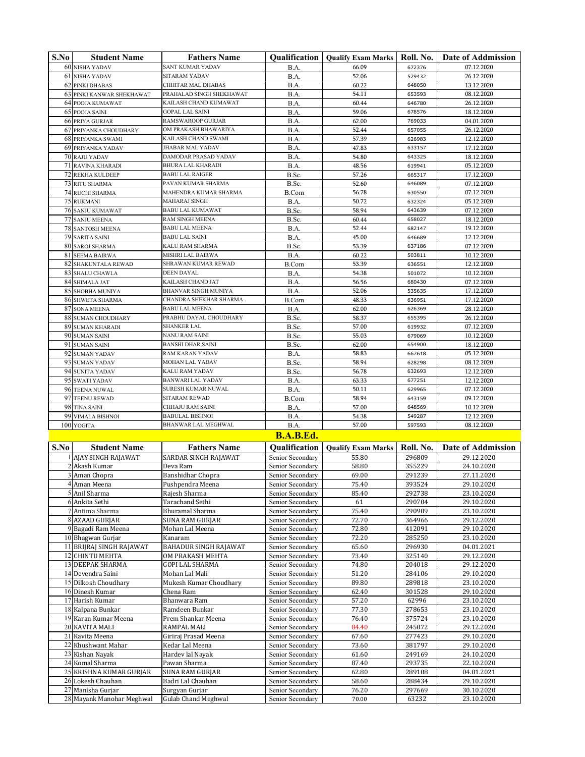| S.No | Student Name | Fathers Name | Qualification | Qualify Exam Marks | Roll. No. | Date of Addmission |
|---|---|---|---|---|---|---|
| 60 | NISHA YADAV | SANT KUMAR YADAV | B.A. | 66.09 | 672376 | 07.12.2020 |
| 61 | NISHA YADAV | SITARAM YADAV | B.A. | 52.06 | 529432 | 26.12.2020 |
| 62 | PINKI DHABAS | CHHITAR MAL DHABAS | B.A. | 60.22 | 648050 | 13.12.2020 |
| 63 | PINKI KANWAR SHEKHAWAT | PRAHALAD SINGH SHEKHAWAT | B.A. | 54.11 | 653593 | 08.12.2020 |
| 64 | POOJA KUMAWAT | KAILASH CHAND KUMAWAT | B.A. | 60.44 | 646780 | 26.12.2020 |
| 65 | POOJA SAINI | GOPAL LAL SAINI | B.A. | 59.06 | 678576 | 18.12.2020 |
| 66 | PRIYA GURJAR | RAMSWAROOP GURJAR | B.A. | 62.00 | 769033 | 04.01.2021 |
| 67 | PRIYANKA CHOUDHARY | OM PRAKASH BHAWARIYA | B.A. | 52.44 | 657055 | 26.12.2020 |
| 68 | PRIYANKA SWAMI | KAILASH CHAND SWAMI | B.A. | 57.39 | 626983 | 12.12.2020 |
| 69 | PRIYANKA YADAV | JHABAR MAL YADAV | B.A. | 47.83 | 633157 | 17.12.2020 |
| 70 | RAJU YADAV | DAMODAR PRASAD YADAV | B.A. | 54.80 | 643325 | 18.12.2020 |
| 71 | RAVINA KHARADI | BHURA LAL KHARADI | B.A. | 48.56 | 619941 | 05.12.2020 |
| 72 | REKHA KULDEEP | BABU LAL RAIGER | B.Sc. | 57.26 | 665317 | 17.12.2020 |
| 73 | RITU SHARMA | PAVAN KUMAR SHARMA | B.Sc. | 52.60 | 646089 | 07.12.2020 |
| 74 | RUCHI SHARMA | MAHENDRA KUMAR SHARMA | B.Com | 56.78 | 630550 | 07.12.2020 |
| 75 | RUKMANI | MAHARAJ SINGH | B.A. | 50.72 | 632324 | 05.12.2020 |
| 76 | SANJU KUMAWAT | BABU LAL KUMAWAT | B.Sc. | 58.94 | 643639 | 07.12.2020 |
| 77 | SANJU MEENA | RAM SINGH MEENA | B.Sc. | 60.44 | 658027 | 18.12.2020 |
| 78 | SANTOSH MEENA | BABU LAL MEENA | B.A. | 52.44 | 682147 | 19.12.2020 |
| 79 | SARITA SAINI | BABU LAL SAINI | B.A. | 45.00 | 646689 | 12.12.2020 |
| 80 | SAROJ SHARMA | KALU RAM SHARMA | B.Sc. | 53.39 | 637186 | 07.12.2020 |
| 81 | SEEMA BAIRWA | MISHRI LAL BAIRWA | B.A. | 60.22 | 503811 | 10.12.2020 |
| 82 | SHAKUNTALA REWAD | SHRAWAN KUMAR REWAD | B.Com | 53.39 | 636551 | 12.12.2020 |
| 83 | SHALU CHAWLA | DEEN DAYAL | B.A. | 54.38 | 501072 | 10.12.2020 |
| 84 | SHIMALA JAT | KAILASH CHAND JAT | B.A. | 56.56 | 680430 | 07.12.2020 |
| 85 | SHOBHA MUNIYA | BHANVAR SINGH MUNIYA | B.A. | 52.06 | 535635 | 17.12.2020 |
| 86 | SHWETA SHARMA | CHANDRA SHEKHAR SHARMA | B.Com | 48.33 | 636951 | 17.12.2020 |
| 87 | SONA MEENA | BABU LAL MEENA | B.A. | 62.00 | 626369 | 28.12.2020 |
| 88 | SUMAN CHOUDHARY | PRABHU DAYAL CHOUDHARY | B.Sc. | 58.37 | 655395 | 26.12.2020 |
| 89 | SUMAN KHARADI | SHANKER LAL | B.Sc. | 57.00 | 619932 | 07.12.2020 |
| 90 | SUMAN SAINI | NANU RAM SAINI | B.Sc. | 55.03 | 679069 | 10.12.2020 |
| 91 | SUMAN SAINI | BANSHI DHAR SAINI | B.Sc. | 62.00 | 654900 | 18.12.2020 |
| 92 | SUMAN YADAV | RAM KARAN YADAV | B.A. | 58.83 | 667618 | 05.12.2020 |
| 93 | SUMAN YADAV | MOHAN LAL YADAV | B.Sc. | 58.94 | 628298 | 08.12.2020 |
| 94 | SUNITA YADAV | KALU RAM YADAV | B.Sc. | 56.78 | 632693 | 12.12.2020 |
| 95 | SWATI YADAV | BANWARI LAL YADAV | B.A. | 63.33 | 677251 | 12.12.2020 |
| 96 | TEENA NUWAL | SURESH KUMAR NUWAL | B.A. | 50.11 | 629965 | 07.12.2020 |
| 97 | TEENU REWAD | SITARAM REWAD | B.Com | 58.94 | 643159 | 09.12.2020 |
| 98 | TINA SAINI | CHHAJU RAM SAINI | B.A. | 57.00 | 648569 | 10.12.2020 |
| 99 | VIMALA BISHNOI | BABULAL BISHNOI | B.A. | 54.38 | 549287 | 12.12.2020 |
| 100 | YOGITA | BHANWAR LAL MEGHWAL | B.A. | 57.00 | 597593 | 08.12.2020 |

## B.A.B.Ed.

| S.No | Student Name | Fathers Name | Qualification | Qualify Exam Marks | Roll. No. | Date of Addmission |
|---|---|---|---|---|---|---|
| 1 | AJAY SINGH RAJAWAT | SARDAR SINGH RAJAWAT | Senior Secondary | 55.80 | 296809 | 29.12.2020 |
| 2 | Akash Kumar | Deva Ram | Senior Secondary | 58.80 | 355229 | 24.10.2020 |
| 3 | Aman Chopra | Banshidhar Chopra | Senior Secondary | 69.00 | 291239 | 27.11.2020 |
| 4 | Aman Meena | Pushpendra Meena | Senior Secondary | 75.40 | 393524 | 29.10.2020 |
| 5 | Anil Sharma | Rajesh Sharma | Senior Secondary | 85.40 | 292738 | 23.10.2020 |
| 6 | Ankita Sethi | Tarachand Sethi | Senior Secondary | 61 | 290704 | 29.10.2020 |
| 7 | Antima Sharma | Bhuramal Sharma | Senior Secondary | 75.40 | 290909 | 23.10.2020 |
| 8 | AZAAD GURJAR | SUNA RAM GURJAR | Senior Secondary | 72.70 | 364966 | 29.12.2020 |
| 9 | Bagadi Ram Meena | Mohan Lal Meena | Senior Secondary | 72.80 | 412091 | 29.10.2020 |
| 10 | Bhagwan Gurjar | Kanaram | Senior Secondary | 72.20 | 285250 | 23.10.2020 |
| 11 | BRIJRAJ SINGH RAJAWAT | BAHADUR SINGH RAJAWAT | Senior Secondary | 65.60 | 296930 | 04.01.2021 |
| 12 | CHINTU MEHTA | OM PRAKASH MEHTA | Senior Secondary | 73.40 | 325140 | 29.12.2020 |
| 13 | DEEPAK SHARMA | GOPI LAL SHARMA | Senior Secondary | 74.80 | 204018 | 29.12.2020 |
| 14 | Devendra Saini | Mohan Lal Mali | Senior Secondary | 51.20 | 284106 | 29.10.2020 |
| 15 | Dilkosh Choudhary | Mukesh Kumar Choudhary | Senior Secondary | 89.80 | 289818 | 23.10.2020 |
| 16 | Dinesh Kumar | Chena Ram | Senior Secondary | 62.40 | 301528 | 29.10.2020 |
| 17 | Harish Kumar | Bhanwara Ram | Senior Secondary | 57.20 | 62996 | 23.10.2020 |
| 18 | Kalpana Bunkar | Ramdeen Bunkar | Senior Secondary | 77.30 | 278653 | 23.10.2020 |
| 19 | Karan Kumar Meena | Prem Shankar Meena | Senior Secondary | 76.40 | 375724 | 23.10.2020 |
| 20 | KAVITA MALI | RAMPAL MALI | Senior Secondary | 84.40 | 245072 | 29.12.2020 |
| 21 | Kavita Meena | Giriraj Prasad Meena | Senior Secondary | 67.60 | 277423 | 29.10.2020 |
| 22 | Khushwant Mahar | Kedar Lal Meena | Senior Secondary | 73.60 | 381797 | 29.10.2020 |
| 23 | Kishan Nayak | Hardev lal Nayak | Senior Secondary | 61.60 | 249169 | 24.10.2020 |
| 24 | Komal Sharma | Pawan Sharma | Senior Secondary | 87.40 | 293735 | 22.10.2020 |
| 25 | KRISHNA KUMAR GURJAR | SUNA RAM GURJAR | Senior Secondary | 62.80 | 289108 | 04.01.2021 |
| 26 | Lokesh Chauhan | Badri Lal Chauhan | Senior Secondary | 58.60 | 288434 | 29.10.2020 |
| 27 | Manisha Gurjar | Surgyan Gurjar | Senior Secondary | 76.20 | 297669 | 30.10.2020 |
| 28 | Mayank Manohar Meghwal | Gulab Chand Meghwal | Senior Secondary | 70.00 | 63232 | 23.10.2020 |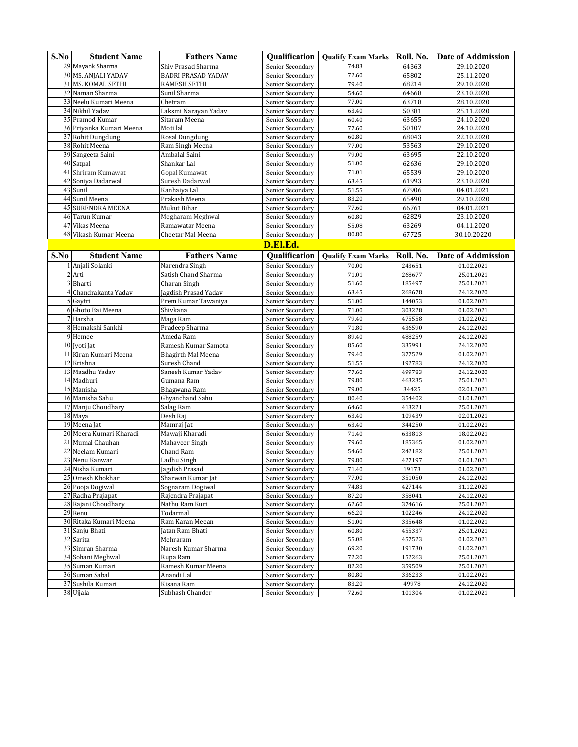| S.No | Student Name | Fathers Name | Qualification | Qualify Exam Marks | Roll. No. | Date of Addmission |
|---|---|---|---|---|---|---|
| 29 | Mayank Sharma | Shiv Prasad Sharma | Senior Secondary | 74.83 | 64363 | 29.10.2020 |
| 30 | MS. ANJALI YADAV | BADRI PRASAD YADAV | Senior Secondary | 72.60 | 65802 | 25.11.2020 |
| 31 | MS. KOMAL SETHI | RAMESH SETHI | Senior Secondary | 79.40 | 68214 | 29.10.2020 |
| 32 | Naman Sharma | Sunil Sharma | Senior Secondary | 54.60 | 64668 | 23.10.2020 |
| 33 | Neelu Kumari Meena | Chetram | Senior Secondary | 77.00 | 63718 | 28.10.2020 |
| 34 | Nikhil Yadav | Laksmi Narayan Yadav | Senior Secondary | 63.40 | 50381 | 25.11.2020 |
| 35 | Pramod Kumar | Sitaram Meena | Senior Secondary | 60.40 | 63655 | 24.10.2020 |
| 36 | Priyanka Kumari Meena | Moti lal | Senior Secondary | 77.60 | 50107 | 24.10.2020 |
| 37 | Rohit Dungdung | Rosal Dungdung | Senior Secondary | 60.80 | 68043 | 22.10.2020 |
| 38 | Rohit Meena | Ram Singh Meena | Senior Secondary | 77.00 | 53563 | 29.10.2020 |
| 39 | Sangeeta Saini | Ambalal Saini | Senior Secondary | 79.00 | 63695 | 22.10.2020 |
| 40 | Satpal | Shankar Lal | Senior Secondary | 51.00 | 62636 | 29.10.2020 |
| 41 | Shriram Kumawat | Gopal Kumawat | Senior Secondary | 71.01 | 65539 | 29.10.2020 |
| 42 | Soniya Dadarwal | Suresh Dadarwal | Senior Secondary | 63.45 | 61993 | 23.10.2020 |
| 43 | Sunil | Kanhaiya Lal | Senior Secondary | 51.55 | 67906 | 04.01.2021 |
| 44 | Sunil Meena | Prakash Meena | Senior Secondary | 83.20 | 65490 | 29.10.2020 |
| 45 | SURENDRA MEENA | Mukut Bihar | Senior Secondary | 77.60 | 66761 | 04.01.2021 |
| 46 | Tarun Kumar | Megharam Meghwal | Senior Secondary | 60.80 | 62829 | 23.10.2020 |
| 47 | Vikas Meena | Ramawatar Meena | Senior Secondary | 55.08 | 63269 | 04.11.2020 |
| 48 | Vikash Kumar Meena | Cheetar Mal Meena | Senior Secondary | 80.80 | 67725 | 30.10.20220 |

## D.El.Ed.

| S.No | Student Name | Fathers Name | Qualification | Qualify Exam Marks | Roll. No. | Date of Addmission |
|---|---|---|---|---|---|---|
| 1 | Anjali Solanki | Narendra Singh | Senior Secondary | 70.00 | 243651 | 01.02.2021 |
| 2 | Arti | Satish Chand Sharma | Senior Secondary | 71.01 | 268677 | 25.01.2021 |
| 3 | Bharti | Charan Singh | Senior Secondary | 51.60 | 185497 | 25.01.2021 |
| 4 | Chandrakanta Yadav | Jagdish Prasad Yadav | Senior Secondary | 63.45 | 268678 | 24.12.2020 |
| 5 | Gaytri | Prem Kumar Tawaniya | Senior Secondary | 51.00 | 144053 | 01.02.2021 |
| 6 | Ghoto Bai Meena | Shivkana | Senior Secondary | 71.00 | 303228 | 01.02.2021 |
| 7 | Harsha | Maga Ram | Senior Secondary | 79.40 | 475558 | 01.02.2021 |
| 8 | Hemakshi Sankhi | Pradeep Sharma | Senior Secondary | 71.80 | 436590 | 24.12.2020 |
| 9 | Hemee | Ameda Ram | Senior Secondary | 89.40 | 488259 | 24.12.2020 |
| 10 | Jyoti Jat | Ramesh Kumar Samota | Senior Secondary | 85.60 | 335991 | 24.12.2020 |
| 11 | Kiran Kumari Meena | Bhagirth Mal Meena | Senior Secondary | 79.40 | 377529 | 01.02.2021 |
| 12 | Krishna | Suresh Chand | Senior Secondary | 51.55 | 192783 | 24.12.2020 |
| 13 | Maadhu Yadav | Sanesh Kumar Yadav | Senior Secondary | 77.60 | 499783 | 24.12.2020 |
| 14 | Madhuri | Gumana Ram | Senior Secondary | 79.80 | 463235 | 25.01.2021 |
| 15 | Manisha | Bhagwana Ram | Senior Secondary | 79.00 | 34425 | 02.01.2021 |
| 16 | Manisha Sahu | Ghyanchand Sahu | Senior Secondary | 80.40 | 354402 | 01.01.2021 |
| 17 | Manju Choudhary | Salag Ram | Senior Secondary | 64.60 | 413221 | 25.01.2021 |
| 18 | Maya | Desh Raj | Senior Secondary | 63.40 | 109439 | 02.01.2021 |
| 19 | Meena Jat | Mamraj Jat | Senior Secondary | 63.40 | 344250 | 01.02.2021 |
| 20 | Meera Kumari Kharadi | Mawaji Kharadi | Senior Secondary | 71.40 | 633813 | 18.02.2021 |
| 21 | Mumal Chauhan | Mahaveer Singh | Senior Secondary | 79.60 | 185365 | 01.02.2021 |
| 22 | Neelam Kumari | Chand Ram | Senior Secondary | 54.60 | 242182 | 25.01.2021 |
| 23 | Nenu Kanwar | Ladhu Singh | Senior Secondary | 79.80 | 427197 | 01.01.2021 |
| 24 | Nisha Kumari | Jagdish Prasad | Senior Secondary | 71.40 | 19173 | 01.02.2021 |
| 25 | Omesh Khokhar | Sharwan Kumar Jat | Senior Secondary | 77.00 | 351050 | 24.12.2020 |
| 26 | Pooja Dogiwal | Sognaram Dogiwal | Senior Secondary | 74.83 | 427144 | 31.12.2020 |
| 27 | Radha Prajapat | Rajendra Prajapat | Senior Secondary | 87.20 | 358041 | 24.12.2020 |
| 28 | Rajani Choudhary | Nathu Ram Kuri | Senior Secondary | 62.60 | 374616 | 25.01.2021 |
| 29 | Renu | Todarmal | Senior Secondary | 66.20 | 102246 | 24.12.2020 |
| 30 | Ritaka Kumari Meena | Ram Karan Meean | Senior Secondary | 51.00 | 335648 | 01.02.2021 |
| 31 | Sanju Bhati | Jatan Ram Bhati | Senior Secondary | 60.80 | 455337 | 25.01.2021 |
| 32 | Sarita | Mehraram | Senior Secondary | 55.08 | 457523 | 01.02.2021 |
| 33 | Simran Sharma | Naresh Kumar Sharma | Senior Secondary | 69.20 | 191730 | 01.02.2021 |
| 34 | Sohani Meghwal | Rupa Ram | Senior Secondary | 72.20 | 152263 | 25.01.2021 |
| 35 | Suman Kumari | Ramesh Kumar Meena | Senior Secondary | 82.20 | 359509 | 25.01.2021 |
| 36 | Suman Sabal | Anandi Lal | Senior Secondary | 80.80 | 336233 | 01.02.2021 |
| 37 | Sushila Kumari | Kisana Ram | Senior Secondary | 83.20 | 49978 | 24.12.2020 |
| 38 | Ujjala | Subhash Chander | Senior Secondary | 72.60 | 101304 | 01.02.2021 |